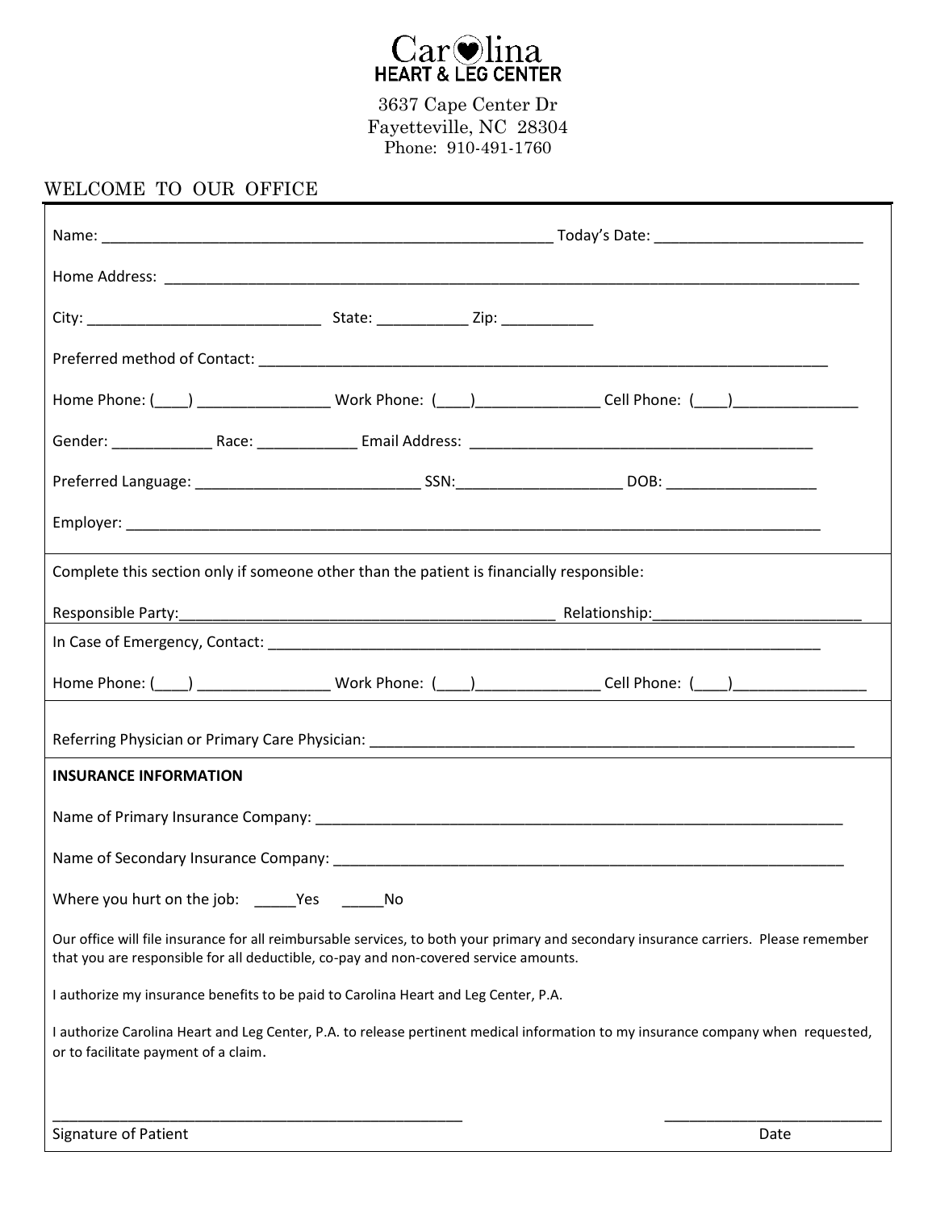# Carolina HEART & LEG CENTER

3637 Cape Center Dr
Fayetteville, NC 28304
Phone: 910-491-1760

## WELCOME TO OUR OFFICE

Name: _______________________________________________________ Today's Date: _________________________

Home Address: ________________________________________________________________________________________

City: ____________________________ State: ___________ Zip: ___________

Preferred method of Contact: ______________________________________________________________________

Home Phone: (____) ________________ Work Phone: (____)_______________ Cell Phone: (____)_______________

Gender: ____________ Race: ____________ Email Address: _________________________________________

Preferred Language: ___________________________ SSN:____________________ DOB: __________________

Employer: _____________________________________________________________________________________

Complete this section only if someone other than the patient is financially responsible:

Responsible Party:______________________________________________ Relationship:_________________________

In Case of Emergency, Contact: ____________________________________________________________________

Home Phone: (____) ________________ Work Phone: (____)_______________ Cell Phone: (____)________________

Referring Physician or Primary Care Physician: _____________________________________________________________

**INSURANCE INFORMATION**

Name of Primary Insurance Company: ___________________________________________________________________

Name of Secondary Insurance Company: _________________________________________________________________

Where you hurt on the job: _____Yes _____No

Our office will file insurance for all reimbursable services, to both your primary and secondary insurance carriers. Please remember that you are responsible for all deductible, co-pay and non-covered service amounts.

I authorize my insurance benefits to be paid to Carolina Heart and Leg Center, P.A.

I authorize Carolina Heart and Leg Center, P.A. to release pertinent medical information to my insurance company when requested, or to facilitate payment of a claim.

___________________________________________________ __________________________

Signature of Patient Date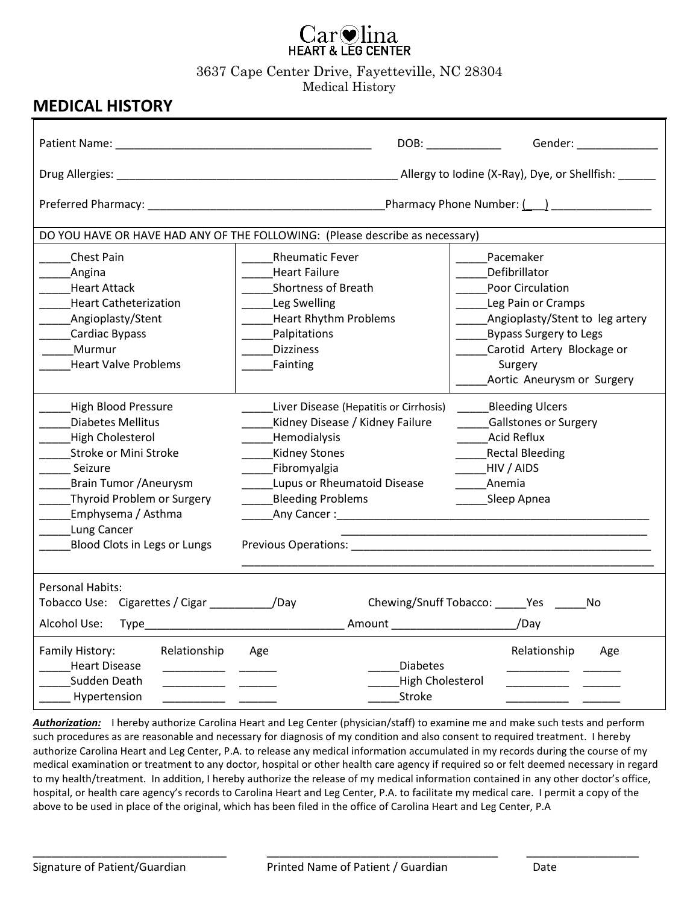Carolina
HEART & LEG CENTER

3637 Cape Center Drive, Fayetteville, NC 28304
Medical History

## MEDICAL HISTORY

Patient Name: ________________________________________ DOB: ____________ Gender: _____________

Drug Allergies: _______________________________________________ Allergy to Iodine (X-Ray), Dye, or Shellfish: ______

Preferred Pharmacy: ______________________________________ Pharmacy Phone Number: (___) ________________

DO YOU HAVE OR HAVE HAD ANY OF THE FOLLOWING: (Please describe as necessary)

| | | |
|---|---|---|
| _____Chest Pain | _____Rheumatic Fever | _____Pacemaker |
| _____Angina | _____Heart Failure | _____Defibrillator |
| _____Heart Attack | _____Shortness of Breath | _____Poor Circulation |
| _____Heart Catheterization | _____Leg Swelling | _____Leg Pain or Cramps |
| _____Angioplasty/Stent | _____Heart Rhythm Problems | _____Angioplasty/Stent to leg artery |
| _____Cardiac Bypass | _____Palpitations | _____Bypass Surgery to Legs |
| _____Murmur | _____Dizziness | _____Carotid Artery Blockage or Surgery |
| _____Heart Valve Problems | _____Fainting | _____Aortic Aneurysm or Surgery |

| | | |
|---|---|---|
| _____High Blood Pressure | _____Liver Disease (Hepatitis or Cirrhosis) | _____Bleeding Ulcers |
| _____Diabetes Mellitus | _____Kidney Disease / Kidney Failure | _____Gallstones or Surgery |
| _____High Cholesterol | _____Hemodialysis | _____Acid Reflux |
| _____Stroke or Mini Stroke | _____Kidney Stones | _____Rectal Bleeding |
| _____Seizure | _____Fibromyalgia | _____HIV / AIDS |
| _____Brain Tumor /Aneurysm | _____Lupus or Rheumatoid Disease | _____Anemia |
| _____Thyroid Problem or Surgery | _____Bleeding Problems | _____Sleep Apnea |
| _____Emphysema / Asthma | _____Any Cancer :_______________________________ | |
| _____Lung Cancer | | |
| _____Blood Clots in Legs or Lungs | Previous Operations: _______________________________ | |

Personal Habits:

Tobacco Use: Cigarettes / Cigar __________/Day Chewing/Snuff Tobacco: _____Yes _____No

Alcohol Use: Type________________________________ Amount ___________________/Day

| Family History: | Relationship | Age | | Relationship | Age |
|---|---|---|---|---|---|
| _____Heart Disease | __________ | ______ | _____Diabetes | __________ | ______ |
| _____Sudden Death | __________ | ______ | _____High Cholesterol | __________ | ______ |
| _____Hypertension | __________ | ______ | _____Stroke | __________ | ______ |

***Authorization:*** I hereby authorize Carolina Heart and Leg Center (physician/staff) to examine me and make such tests and perform such procedures as are reasonable and necessary for diagnosis of my condition and also consent to required treatment. I hereby authorize Carolina Heart and Leg Center, P.A. to release any medical information accumulated in my records during the course of my medical examination or treatment to any doctor, hospital or other health care agency if required so or felt deemed necessary in regard to my health/treatment. In addition, I hereby authorize the release of my medical information contained in any other doctor's office, hospital, or health care agency's records to Carolina Heart and Leg Center, P.A. to facilitate my medical care. I permit a copy of the above to be used in place of the original, which has been filed in the office of Carolina Heart and Leg Center, P.A

_______________________________ _______________________________________ __________________

Signature of Patient/Guardian Printed Name of Patient / Guardian Date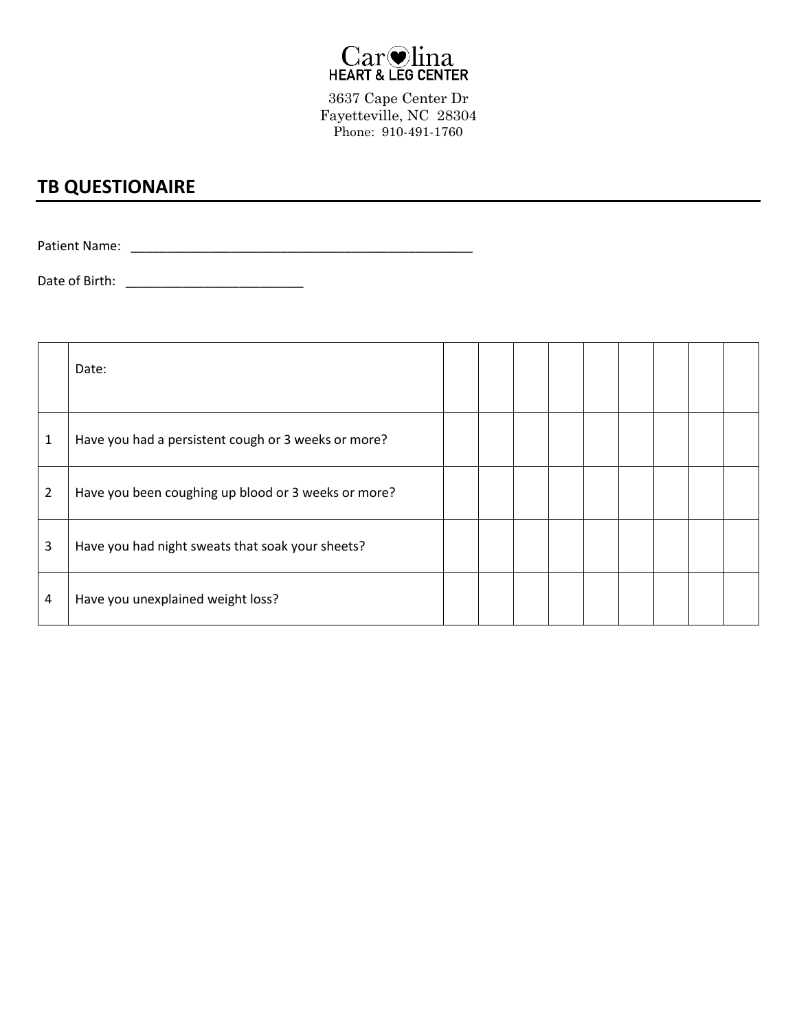Carolina
HEART & LEG CENTER

3637 Cape Center Dr
Fayetteville, NC 28304
Phone: 910-491-1760

## TB QUESTIONAIRE

Patient Name: ___________________________________________________

Date of Birth: __________________________

| | Date: | | | | | | | | | |
|---|---|---|---|---|---|---|---|---|---|---|
| 1 | Have you had a persistent cough or 3 weeks or more? | | | | | | | | | |
| 2 | Have you been coughing up blood or 3 weeks or more? | | | | | | | | | |
| 3 | Have you had night sweats that soak your sheets? | | | | | | | | | |
| 4 | Have you unexplained weight loss? | | | | | | | | | |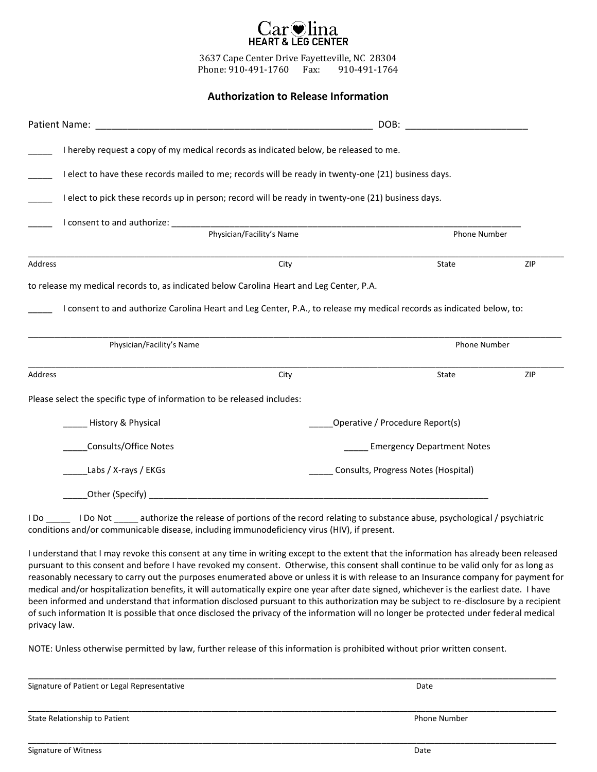# Carolina HEART & LEG CENTER

3637 Cape Center Drive Fayetteville, NC 28304
Phone: 910-491-1760 Fax: 910-491-1764

## Authorization to Release Information

Patient Name: ______________________________________________________ DOB: _______________________

_____ I hereby request a copy of my medical records as indicated below, be released to me.

_____ I elect to have these records mailed to me; records will be ready in twenty-one (21) business days.

_____ I elect to pick these records up in person; record will be ready in twenty-one (21) business days.

_____ I consent to and authorize: ___________________________________________________________________________
Physician/Facility's Name Phone Number

______________________________________________________________________________________________________________
Address City State ZIP

to release my medical records to, as indicated below Carolina Heart and Leg Center, P.A.

_____ I consent to and authorize Carolina Heart and Leg Center, P.A., to release my medical records as indicated below, to:

______________________________________________________________________________________________________________
Physician/Facility's Name Phone Number

______________________________________________________________________________________________________________
Address City State ZIP

Please select the specific type of information to be released includes:

_____ History & Physical

_____Operative / Procedure Report(s)

_____Consults/Office Notes

_____ Emergency Department Notes

_____Labs / X-rays / EKGs

_____ Consults, Progress Notes (Hospital)

_____Other (Specify) ________________________________________________________________________

I Do _____ I Do Not _____ authorize the release of portions of the record relating to substance abuse, psychological / psychiatric conditions and/or communicable disease, including immunodeficiency virus (HIV), if present.

I understand that I may revoke this consent at any time in writing except to the extent that the information has already been released pursuant to this consent and before I have revoked my consent. Otherwise, this consent shall continue to be valid only for as long as reasonably necessary to carry out the purposes enumerated above or unless it is with release to an Insurance company for payment for medical and/or hospitalization benefits, it will automatically expire one year after date signed, whichever is the earliest date. I have been informed and understand that information disclosed pursuant to this authorization may be subject to re-disclosure by a recipient of such information It is possible that once disclosed the privacy of the information will no longer be protected under federal medical privacy law.

NOTE: Unless otherwise permitted by law, further release of this information is prohibited without prior written consent.

______________________________________________________________________________________________________________
Signature of Patient or Legal Representative Date

______________________________________________________________________________________________________________
State Relationship to Patient Phone Number

______________________________________________________________________________________________________________
Signature of Witness Date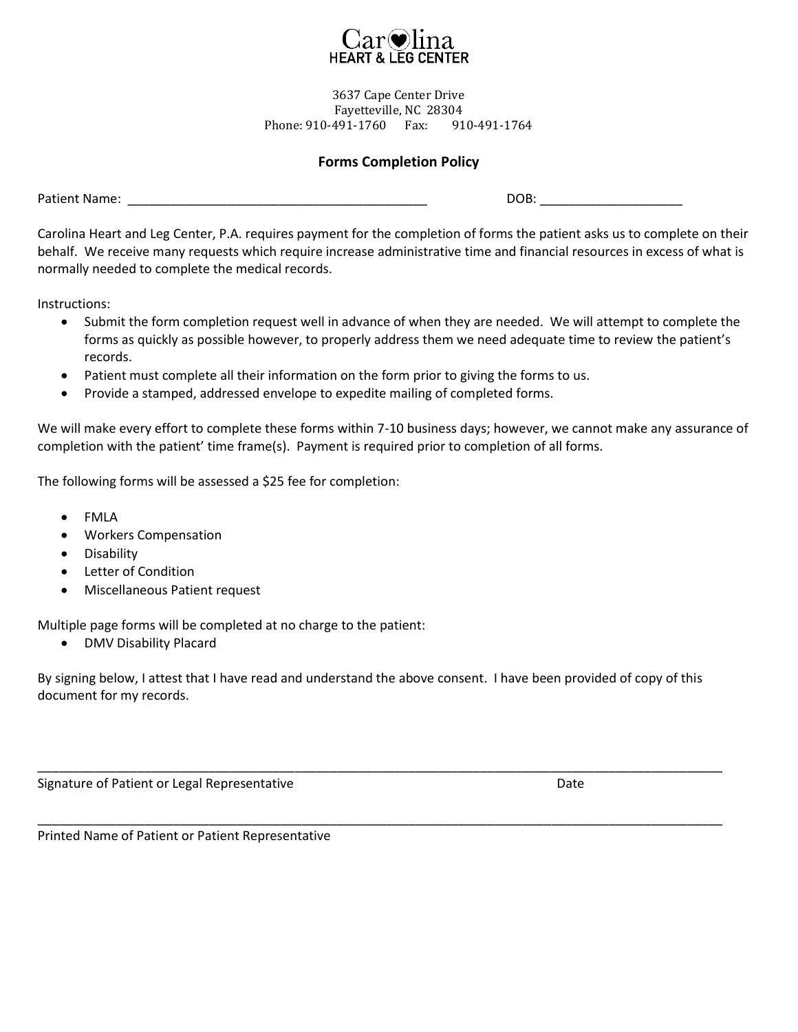# Carolina HEART & LEG CENTER

3637 Cape Center Drive
Fayetteville, NC 28304
Phone: 910-491-1760 Fax: 910-491-1764

## Forms Completion Policy

Patient Name: ____________________________________________ DOB: ____________________

Carolina Heart and Leg Center, P.A. requires payment for the completion of forms the patient asks us to complete on their behalf. We receive many requests which require increase administrative time and financial resources in excess of what is normally needed to complete the medical records.

Instructions:

- Submit the form completion request well in advance of when they are needed. We will attempt to complete the forms as quickly as possible however, to properly address them we need adequate time to review the patient's records.
- Patient must complete all their information on the form prior to giving the forms to us.
- Provide a stamped, addressed envelope to expedite mailing of completed forms.

We will make every effort to complete these forms within 7-10 business days; however, we cannot make any assurance of completion with the patient' time frame(s). Payment is required prior to completion of all forms.

The following forms will be assessed a $25 fee for completion:

- FMLA
- Workers Compensation
- Disability
- Letter of Condition
- Miscellaneous Patient request

Multiple page forms will be completed at no charge to the patient:

- DMV Disability Placard

By signing below, I attest that I have read and understand the above consent. I have been provided of copy of this document for my records.

_____________________________________________________________________________________________

Signature of Patient or Legal Representative Date

_____________________________________________________________________________________________

Printed Name of Patient or Patient Representative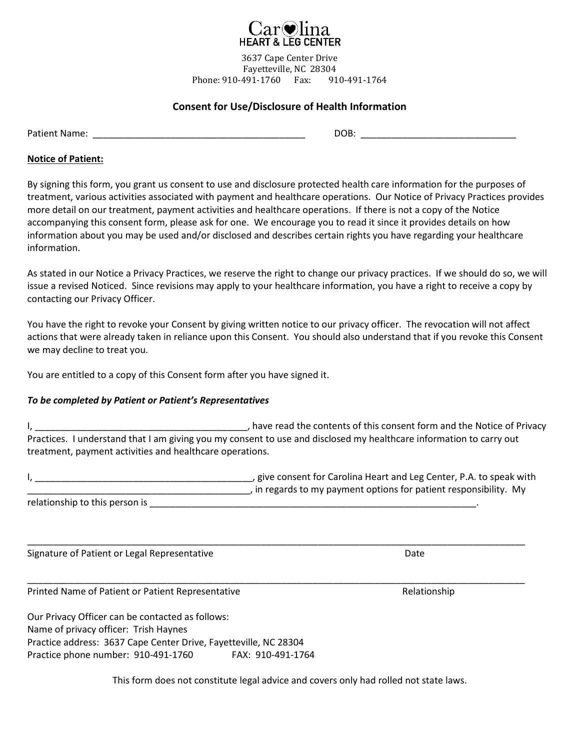# Carolina HEART & LEG CENTER

3637 Cape Center Drive
Fayetteville, NC 28304
Phone: 910-491-1760 Fax: 910-491-1764

## Consent for Use/Disclosure of Health Information

Patient Name: ________________________________________ DOB: _____________________________

**Notice of Patient:**

By signing this form, you grant us consent to use and disclosure protected health care information for the purposes of treatment, various activities associated with payment and healthcare operations. Our Notice of Privacy Practices provides more detail on our treatment, payment activities and healthcare operations. If there is not a copy of the Notice accompanying this consent form, please ask for one. We encourage you to read it since it provides details on how information about you may be used and/or disclosed and describes certain rights you have regarding your healthcare information.

As stated in our Notice a Privacy Practices, we reserve the right to change our privacy practices. If we should do so, we will issue a revised Noticed. Since revisions may apply to your healthcare information, you have a right to receive a copy by contacting our Privacy Officer.

You have the right to revoke your Consent by giving written notice to our privacy officer. The revocation will not affect actions that were already taken in reliance upon this Consent. You should also understand that if you revoke this Consent we may decline to treat you.

You are entitled to a copy of this Consent form after you have signed it.

***To be completed by Patient or Patient's Representatives***

I, ________________________________________, have read the contents of this consent form and the Notice of Privacy Practices. I understand that I am giving you my consent to use and disclosed my healthcare information to carry out treatment, payment activities and healthcare operations.

I, ________________________________________, give consent for Carolina Heart and Leg Center, P.A. to speak with ________________________________________, in regards to my payment options for patient responsibility. My relationship to this person is ______________________________________________________________.

_____________________________________________________________________________________________

Signature of Patient or Legal Representative Date

_____________________________________________________________________________________________

Printed Name of Patient or Patient Representative Relationship

Our Privacy Officer can be contacted as follows:
Name of privacy officer: Trish Haynes
Practice address: 3637 Cape Center Drive, Fayetteville, NC 28304
Practice phone number: 910-491-1760 FAX: 910-491-1764

This form does not constitute legal advice and covers only had rolled not state laws.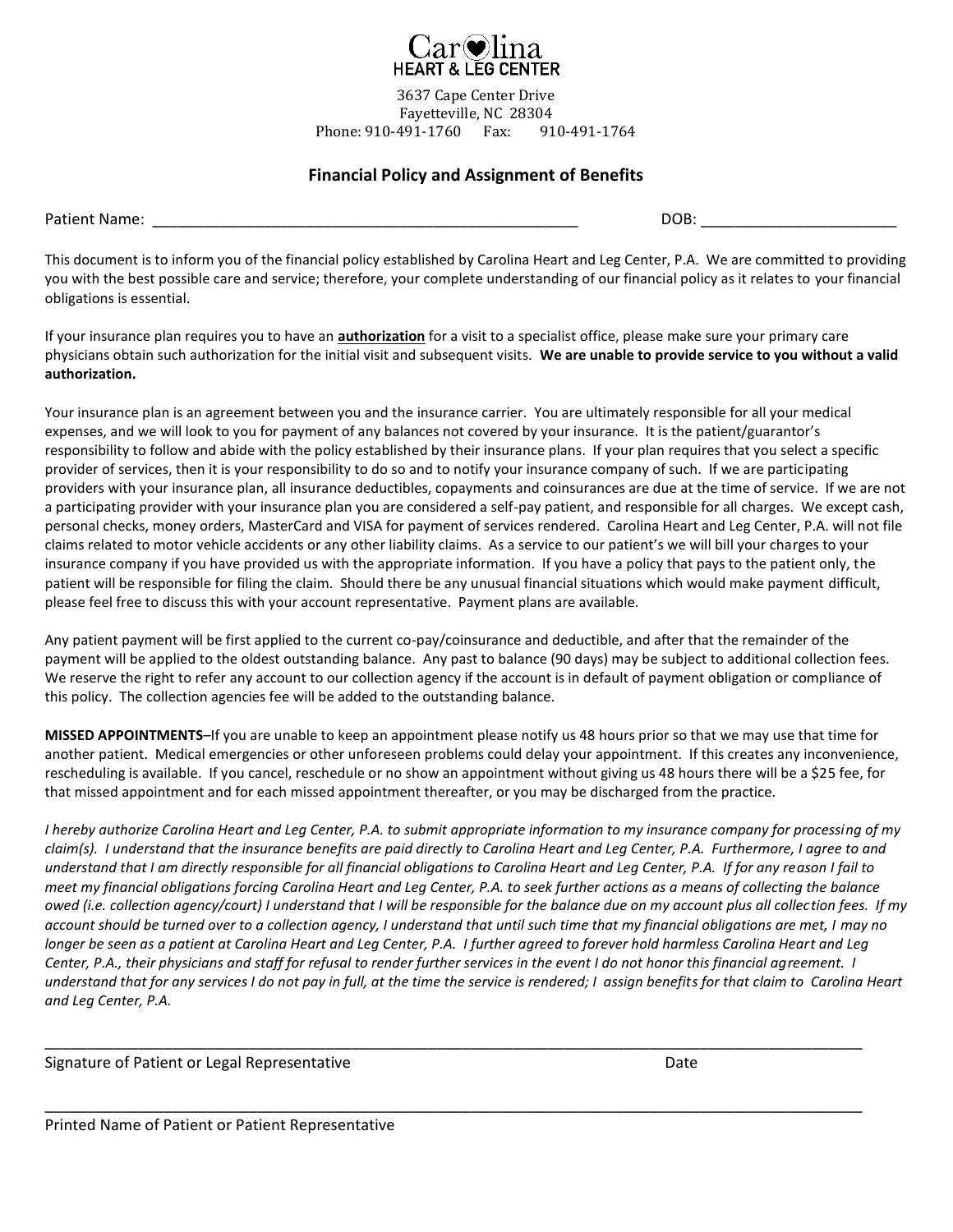# Carolina HEART & LEG CENTER

3637 Cape Center Drive
Fayetteville, NC 28304
Phone: 910-491-1760 Fax: 910-491-1764

## Financial Policy and Assignment of Benefits

Patient Name: _____________________________________________________ DOB: _______________________

This document is to inform you of the financial policy established by Carolina Heart and Leg Center, P.A. We are committed to providing you with the best possible care and service; therefore, your complete understanding of our financial policy as it relates to your financial obligations is essential.

If your insurance plan requires you to have an **authorization** for a visit to a specialist office, please make sure your primary care physicians obtain such authorization for the initial visit and subsequent visits. **We are unable to provide service to you without a valid authorization.**

Your insurance plan is an agreement between you and the insurance carrier. You are ultimately responsible for all your medical expenses, and we will look to you for payment of any balances not covered by your insurance. It is the patient/guarantor's responsibility to follow and abide with the policy established by their insurance plans. If your plan requires that you select a specific provider of services, then it is your responsibility to do so and to notify your insurance company of such. If we are participating providers with your insurance plan, all insurance deductibles, copayments and coinsurances are due at the time of service. If we are not a participating provider with your insurance plan you are considered a self-pay patient, and responsible for all charges. We except cash, personal checks, money orders, MasterCard and VISA for payment of services rendered. Carolina Heart and Leg Center, P.A. will not file claims related to motor vehicle accidents or any other liability claims. As a service to our patient's we will bill your charges to your insurance company if you have provided us with the appropriate information. If you have a policy that pays to the patient only, the patient will be responsible for filing the claim. Should there be any unusual financial situations which would make payment difficult, please feel free to discuss this with your account representative. Payment plans are available.

Any patient payment will be first applied to the current co-pay/coinsurance and deductible, and after that the remainder of the payment will be applied to the oldest outstanding balance. Any past to balance (90 days) may be subject to additional collection fees. We reserve the right to refer any account to our collection agency if the account is in default of payment obligation or compliance of this policy. The collection agencies fee will be added to the outstanding balance.

**MISSED APPOINTMENTS**–If you are unable to keep an appointment please notify us 48 hours prior so that we may use that time for another patient. Medical emergencies or other unforeseen problems could delay your appointment. If this creates any inconvenience, rescheduling is available. If you cancel, reschedule or no show an appointment without giving us 48 hours there will be a $25 fee, for that missed appointment and for each missed appointment thereafter, or you may be discharged from the practice.

*I hereby authorize Carolina Heart and Leg Center, P.A. to submit appropriate information to my insurance company for processing of my claim(s). I understand that the insurance benefits are paid directly to Carolina Heart and Leg Center, P.A. Furthermore, I agree to and understand that I am directly responsible for all financial obligations to Carolina Heart and Leg Center, P.A. If for any reason I fail to meet my financial obligations forcing Carolina Heart and Leg Center, P.A. to seek further actions as a means of collecting the balance owed (i.e. collection agency/court) I understand that I will be responsible for the balance due on my account plus all collection fees. If my account should be turned over to a collection agency, I understand that until such time that my financial obligations are met, I may no longer be seen as a patient at Carolina Heart and Leg Center, P.A. I further agreed to forever hold harmless Carolina Heart and Leg Center, P.A., their physicians and staff for refusal to render further services in the event I do not honor this financial agreement. I understand that for any services I do not pay in full, at the time the service is rendered; I assign benefits for that claim to Carolina Heart and Leg Center, P.A.*

_____________________________________________________________________________________________

Signature of Patient or Legal Representative Date

_____________________________________________________________________________________________

Printed Name of Patient or Patient Representative